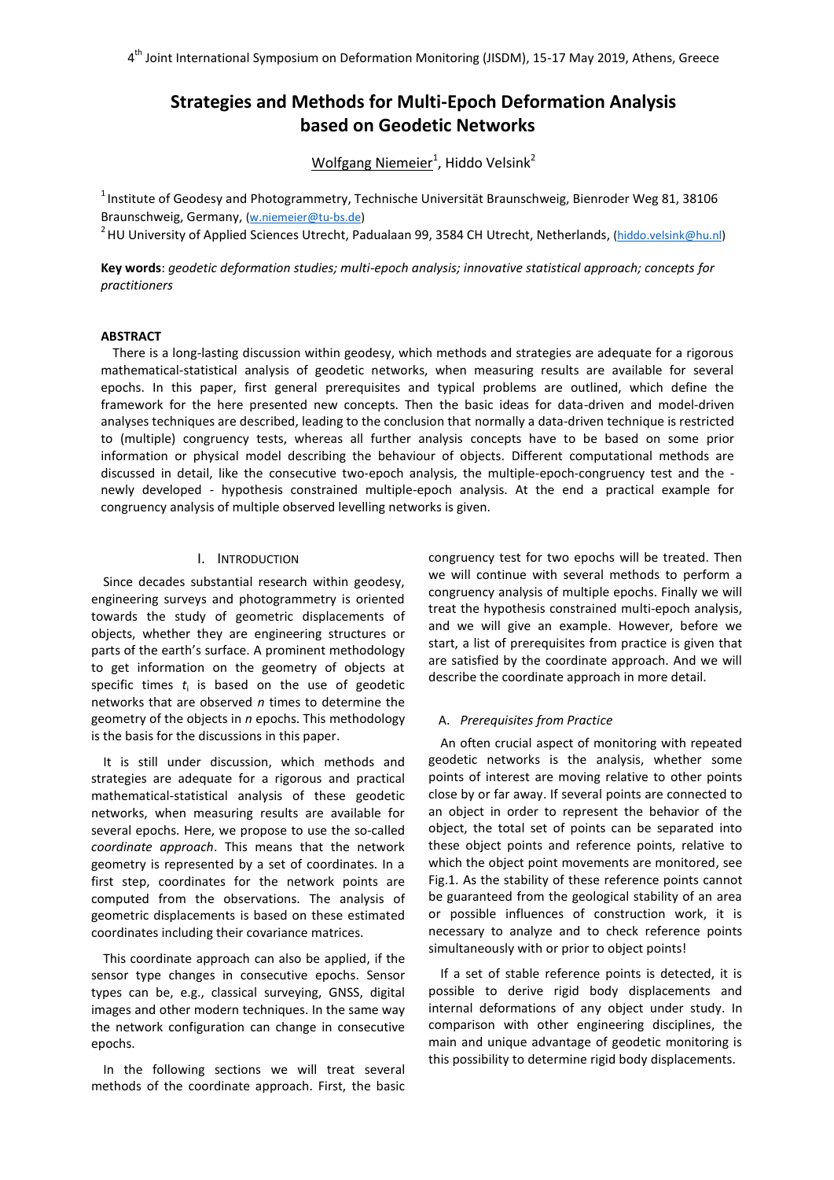# Strategies and Methods for Multi-Epoch Deformation Analysis based on Geodetic Networks

Wolfgang Niemeier[1], Hiddo Velsink[2]

[1] Institute of Geodesy and Photogrammetry, Technische Universität Braunschweig, Bienroder Weg 81, 38106 Braunschweig, Germany, (w.niemeier@tu-bs.de)

[2] HU University of Applied Sciences Utrecht, Padualaan 99, 3584 CH Utrecht, Netherlands, (hiddo.velsink@hu.nl)

**Key words**: *geodetic deformation studies; multi-epoch analysis; innovative statistical approach; concepts for practitioners*

## ABSTRACT

There is a long-lasting discussion within geodesy, which methods and strategies are adequate for a rigorous mathematical-statistical analysis of geodetic networks, when measuring results are available for several epochs. In this paper, first general prerequisites and typical problems are outlined, which define the framework for the here presented new concepts. Then the basic ideas for data-driven and model-driven analyses techniques are described, leading to the conclusion that normally a data-driven technique is restricted to (multiple) congruency tests, whereas all further analysis concepts have to be based on some prior information or physical model describing the behaviour of objects. Different computational methods are discussed in detail, like the consecutive two-epoch analysis, the multiple-epoch-congruency test and the - newly developed - hypothesis constrained multiple-epoch analysis. At the end a practical example for congruency analysis of multiple observed levelling networks is given.

## I. Introduction

Since decades substantial research within geodesy, engineering surveys and photogrammetry is oriented towards the study of geometric displacements of objects, whether they are engineering structures or parts of the earth's surface. A prominent methodology to get information on the geometry of objects at specific times $t_i$ is based on the use of geodetic networks that are observed $n$ times to determine the geometry of the objects in $n$ epochs. This methodology is the basis for the discussions in this paper.

It is still under discussion, which methods and strategies are adequate for a rigorous and practical mathematical-statistical analysis of these geodetic networks, when measuring results are available for several epochs. Here, we propose to use the so-called *coordinate approach*. This means that the network geometry is represented by a set of coordinates. In a first step, coordinates for the network points are computed from the observations. The analysis of geometric displacements is based on these estimated coordinates including their covariance matrices.

This coordinate approach can also be applied, if the sensor type changes in consecutive epochs. Sensor types can be, e.g., classical surveying, GNSS, digital images and other modern techniques. In the same way the network configuration can change in consecutive epochs.

In the following sections we will treat several methods of the coordinate approach. First, the basic congruency test for two epochs will be treated. Then we will continue with several methods to perform a congruency analysis of multiple epochs. Finally we will treat the hypothesis constrained multi-epoch analysis, and we will give an example. However, before we start, a list of prerequisites from practice is given that are satisfied by the coordinate approach. And we will describe the coordinate approach in more detail.

### A. *Prerequisites from Practice*

An often crucial aspect of monitoring with repeated geodetic networks is the analysis, whether some points of interest are moving relative to other points close by or far away. If several points are connected to an object in order to represent the behavior of the object, the total set of points can be separated into these object points and reference points, relative to which the object point movements are monitored, see Fig.1. As the stability of these reference points cannot be guaranteed from the geological stability of an area or possible influences of construction work, it is necessary to analyze and to check reference points simultaneously with or prior to object points!

If a set of stable reference points is detected, it is possible to derive rigid body displacements and internal deformations of any object under study. In comparison with other engineering disciplines, the main and unique advantage of geodetic monitoring is this possibility to determine rigid body displacements.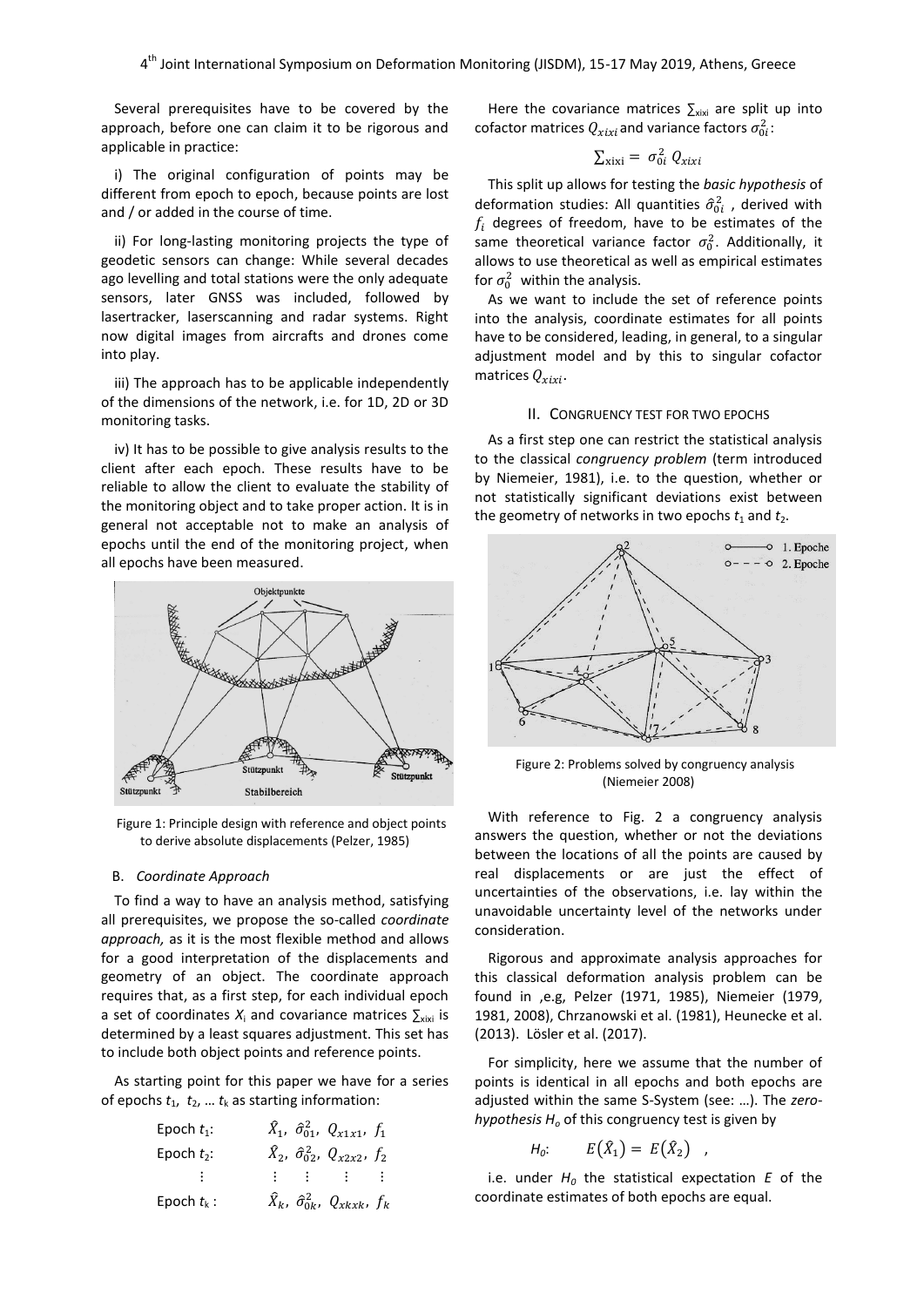Several prerequisites have to be covered by the approach, before one can claim it to be rigorous and applicable in practice:

i) The original configuration of points may be different from epoch to epoch, because points are lost and / or added in the course of time.

ii) For long-lasting monitoring projects the type of geodetic sensors can change: While several decades ago levelling and total stations were the only adequate sensors, later GNSS was included, followed by lasertracker, laserscanning and radar systems. Right now digital images from aircrafts and drones come into play.

iii) The approach has to be applicable independently of the dimensions of the network, i.e. for 1D, 2D or 3D monitoring tasks.

iv) It has to be possible to give analysis results to the client after each epoch. These results have to be reliable to allow the client to evaluate the stability of the monitoring object and to take proper action. It is in general not acceptable not to make an analysis of epochs until the end of the monitoring project, when all epochs have been measured.

Figure 1: Principle design with reference and object points to derive absolute displacements (Pelzer, 1985)

### B. *Coordinate Approach*

To find a way to have an analysis method, satisfying all prerequisites, we propose the so-called *coordinate approach,* as it is the most flexible method and allows for a good interpretation of the displacements and geometry of an object. The coordinate approach requires that, as a first step, for each individual epoch a set of coordinates $X_i$ and covariance matrices $\Sigma_{xixi}$ is determined by a least squares adjustment. This set has to include both object points and reference points.

As starting point for this paper we have for a series of epochs $t_1$, $t_2$, … $t_k$ as starting information:

| | |
|---|---|
| Epoch $t_1$: | $\hat{X}_1,\ \hat{\sigma}_{01}^2,\ Q_{x1x1},\ f_1$ |
| Epoch $t_2$: | $\hat{X}_2,\ \hat{\sigma}_{02}^2,\ Q_{x2x2},\ f_2$ |
| ⋮ | ⋮ ⋮ ⋮ ⋮ |
| Epoch $t_k$ : | $\hat{X}_k,\ \hat{\sigma}_{0k}^2,\ Q_{xkxk},\ f_k$ |

Here the covariance matrices $\Sigma_{xixi}$ are split up into cofactor matrices $Q_{xixi}$ and variance factors $\sigma_{0i}^2$:

$$\Sigma_{xixi} = \sigma_{0i}^2\, Q_{xixi}$$

This split up allows for testing the *basic hypothesis* of deformation studies: All quantities $\hat{\sigma}_{0i}^2$ , derived with $f_i$ degrees of freedom, have to be estimates of the same theoretical variance factor $\sigma_0^2$. Additionally, it allows to use theoretical as well as empirical estimates for $\sigma_0^2$ within the analysis.

As we want to include the set of reference points into the analysis, coordinate estimates for all points have to be considered, leading, in general, to a singular adjustment model and by this to singular cofactor matrices $Q_{xixi}$.

## II. Congruency Test for Two Epochs

As a first step one can restrict the statistical analysis to the classical *congruency problem* (term introduced by Niemeier, 1981), i.e. to the question, whether or not statistically significant deviations exist between the geometry of networks in two epochs $t_1$ and $t_2$.

Figure 2: Problems solved by congruency analysis (Niemeier 2008)

With reference to Fig. 2 a congruency analysis answers the question, whether or not the deviations between the locations of all the points are caused by real displacements or are just the effect of uncertainties of the observations, i.e. lay within the unavoidable uncertainty level of the networks under consideration.

Rigorous and approximate analysis approaches for this classical deformation analysis problem can be found in ,e.g, Pelzer (1971, 1985), Niemeier (1979, 1981, 2008), Chrzanowski et al. (1981), Heunecke et al. (2013). Lösler et al. (2017).

For simplicity, here we assume that the number of points is identical in all epochs and both epochs are adjusted within the same S-System (see: …). The *zero-hypothesis* $H_o$ of this congruency test is given by

$$H_0: \quad E(\hat{X}_1) = E(\hat{X}_2) \quad ,$$

i.e. under $H_0$ the statistical expectation $E$ of the coordinate estimates of both epochs are equal.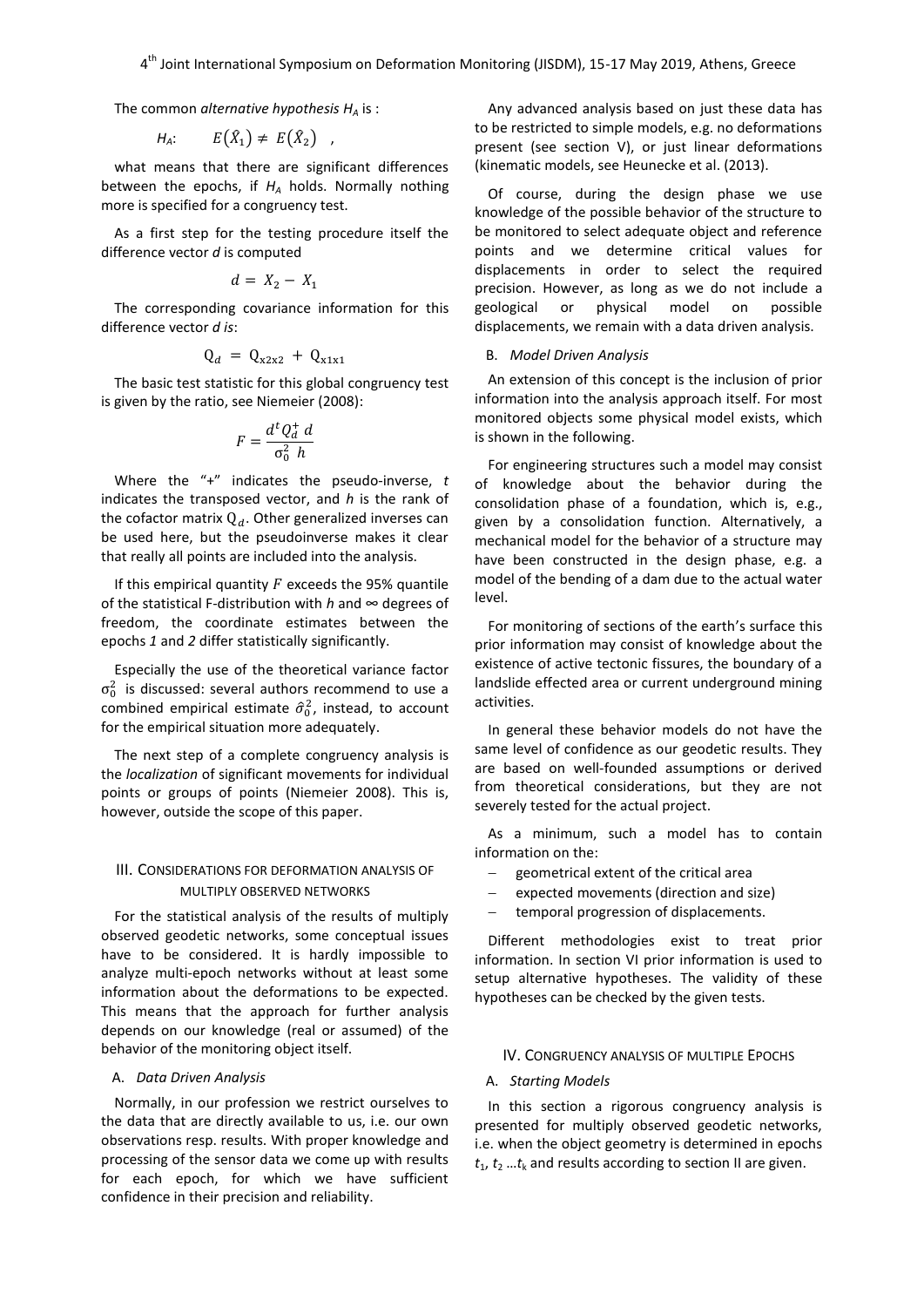The common *alternative hypothesis* $H_A$ is :

$$H_A: \quad E(\hat{X}_1) \neq E(\hat{X}_2) \quad ,$$

what means that there are significant differences between the epochs, if $H_A$ holds. Normally nothing more is specified for a congruency test.

As a first step for the testing procedure itself the difference vector $d$ is computed

$$d = X_2 - X_1$$

The corresponding covariance information for this difference vector $d$ *is*:

$$Q_d = Q_{x2x2} + Q_{x1x1}$$

The basic test statistic for this global congruency test is given by the ratio, see Niemeier (2008):

$$F = \frac{d^t Q_d^+ \, d}{\sigma_0^2 \; h}$$

Where the "+" indicates the pseudo-inverse, $t$ indicates the transposed vector, and $h$ is the rank of the cofactor matrix $Q_d$. Other generalized inverses can be used here, but the pseudoinverse makes it clear that really all points are included into the analysis.

If this empirical quantity $F$ exceeds the 95% quantile of the statistical F-distribution with $h$ and $\infty$ degrees of freedom, the coordinate estimates between the epochs *1* and *2* differ statistically significantly.

Especially the use of the theoretical variance factor $\sigma_0^2$ is discussed: several authors recommend to use a combined empirical estimate $\hat{\sigma}_0^2$, instead, to account for the empirical situation more adequately.

The next step of a complete congruency analysis is the *localization* of significant movements for individual points or groups of points (Niemeier 2008). This is, however, outside the scope of this paper.

## III. Considerations for Deformation Analysis of Multiply Observed Networks

For the statistical analysis of the results of multiply observed geodetic networks, some conceptual issues have to be considered. It is hardly impossible to analyze multi-epoch networks without at least some information about the deformations to be expected. This means that the approach for further analysis depends on our knowledge (real or assumed) of the behavior of the monitoring object itself.

### A. *Data Driven Analysis*

Normally, in our profession we restrict ourselves to the data that are directly available to us, i.e. our own observations resp. results. With proper knowledge and processing of the sensor data we come up with results for each epoch, for which we have sufficient confidence in their precision and reliability.

Any advanced analysis based on just these data has to be restricted to simple models, e.g. no deformations present (see section V), or just linear deformations (kinematic models, see Heunecke et al. (2013).

Of course, during the design phase we use knowledge of the possible behavior of the structure to be monitored to select adequate object and reference points and we determine critical values for displacements in order to select the required precision. However, as long as we do not include a geological or physical model on possible displacements, we remain with a data driven analysis.

### B. *Model Driven Analysis*

An extension of this concept is the inclusion of prior information into the analysis approach itself. For most monitored objects some physical model exists, which is shown in the following.

For engineering structures such a model may consist of knowledge about the behavior during the consolidation phase of a foundation, which is, e.g., given by a consolidation function. Alternatively, a mechanical model for the behavior of a structure may have been constructed in the design phase, e.g. a model of the bending of a dam due to the actual water level.

For monitoring of sections of the earth's surface this prior information may consist of knowledge about the existence of active tectonic fissures, the boundary of a landslide effected area or current underground mining activities.

In general these behavior models do not have the same level of confidence as our geodetic results. They are based on well-founded assumptions or derived from theoretical considerations, but they are not severely tested for the actual project.

As a minimum, such a model has to contain information on the:

- geometrical extent of the critical area
- expected movements (direction and size)
- temporal progression of displacements.

Different methodologies exist to treat prior information. In section VI prior information is used to setup alternative hypotheses. The validity of these hypotheses can be checked by the given tests.

## IV. Congruency Analysis of Multiple Epochs

### A. *Starting Models*

In this section a rigorous congruency analysis is presented for multiply observed geodetic networks, i.e. when the object geometry is determined in epochs $t_1$, $t_2$ …$t_k$ and results according to section II are given.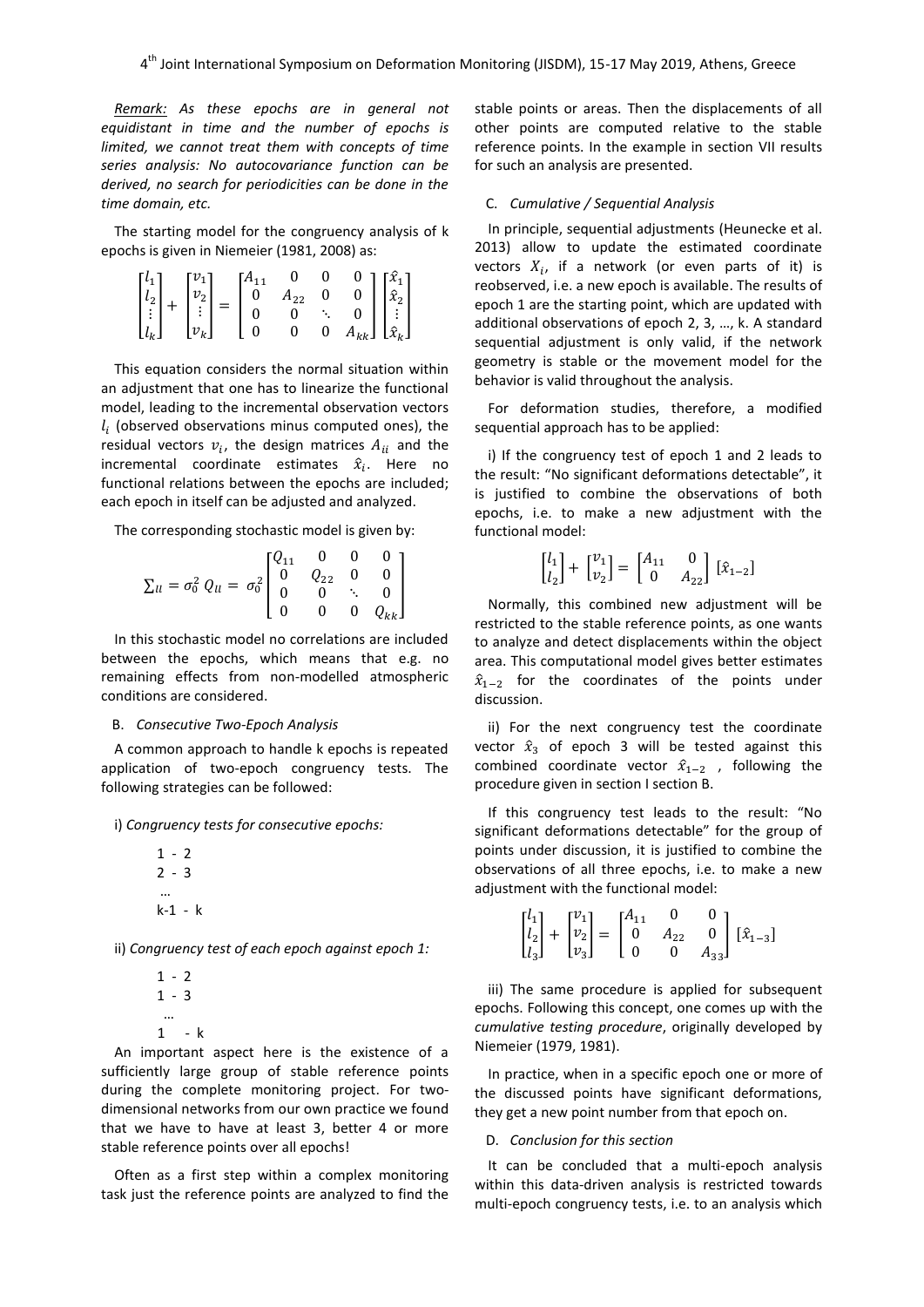*Remark: As these epochs are in general not equidistant in time and the number of epochs is limited, we cannot treat them with concepts of time series analysis: No autocovariance function can be derived, no search for periodicities can be done in the time domain, etc.*

The starting model for the congruency analysis of k epochs is given in Niemeier (1981, 2008) as:

$$\begin{bmatrix} l_1 \\ l_2 \\ \vdots \\ l_k \end{bmatrix} + \begin{bmatrix} v_1 \\ v_2 \\ \vdots \\ v_k \end{bmatrix} = \begin{bmatrix} A_{11} & 0 & 0 & 0 \\ 0 & A_{22} & 0 & 0 \\ 0 & 0 & \ddots & 0 \\ 0 & 0 & 0 & A_{kk} \end{bmatrix} \begin{bmatrix} \hat{x}_1 \\ \hat{x}_2 \\ \vdots \\ \hat{x}_k \end{bmatrix}$$

This equation considers the normal situation within an adjustment that one has to linearize the functional model, leading to the incremental observation vectors $l_i$ (observed observations minus computed ones), the residual vectors $v_i$, the design matrices $A_{ii}$ and the incremental coordinate estimates $\hat{x}_i$. Here no functional relations between the epochs are included; each epoch in itself can be adjusted and analyzed.

The corresponding stochastic model is given by:

$$\Sigma_{ll} = \sigma_0^2\, Q_{ll} = \sigma_0^2 \begin{bmatrix} Q_{11} & 0 & 0 & 0 \\ 0 & Q_{22} & 0 & 0 \\ 0 & 0 & \ddots & 0 \\ 0 & 0 & 0 & Q_{kk} \end{bmatrix}$$

In this stochastic model no correlations are included between the epochs, which means that e.g. no remaining effects from non-modelled atmospheric conditions are considered.

### B. *Consecutive Two-Epoch Analysis*

A common approach to handle k epochs is repeated application of two-epoch congruency tests. The following strategies can be followed:

i) *Congruency tests for consecutive epochs:*

1 - 2
2 - 3
…
k-1 - k

ii) *Congruency test of each epoch against epoch 1:*

1 - 2
1 - 3
…
1 - k

An important aspect here is the existence of a sufficiently large group of stable reference points during the complete monitoring project. For two-dimensional networks from our own practice we found that we have to have at least 3, better 4 or more stable reference points over all epochs!

Often as a first step within a complex monitoring task just the reference points are analyzed to find the stable points or areas. Then the displacements of all other points are computed relative to the stable reference points. In the example in section VII results for such an analysis are presented.

### C. *Cumulative / Sequential Analysis*

In principle, sequential adjustments (Heunecke et al. 2013) allow to update the estimated coordinate vectors $X_i$, if a network (or even parts of it) is reobserved, i.e. a new epoch is available. The results of epoch 1 are the starting point, which are updated with additional observations of epoch 2, 3, …, k. A standard sequential adjustment is only valid, if the network geometry is stable or the movement model for the behavior is valid throughout the analysis.

For deformation studies, therefore, a modified sequential approach has to be applied:

i) If the congruency test of epoch 1 and 2 leads to the result: "No significant deformations detectable", it is justified to combine the observations of both epochs, i.e. to make a new adjustment with the functional model:

$$\begin{bmatrix} l_1 \\ l_2 \end{bmatrix} + \begin{bmatrix} v_1 \\ v_2 \end{bmatrix} = \begin{bmatrix} A_{11} & 0 \\ 0 & A_{22} \end{bmatrix} [\hat{x}_{1-2}]$$

Normally, this combined new adjustment will be restricted to the stable reference points, as one wants to analyze and detect displacements within the object area. This computational model gives better estimates $\hat{x}_{1-2}$ for the coordinates of the points under discussion.

ii) For the next congruency test the coordinate vector $\hat{x}_3$ of epoch 3 will be tested against this combined coordinate vector $\hat{x}_{1-2}$, following the procedure given in section I section B.

If this congruency test leads to the result: "No significant deformations detectable" for the group of points under discussion, it is justified to combine the observations of all three epochs, i.e. to make a new adjustment with the functional model:

$$\begin{bmatrix} l_1 \\ l_2 \\ l_3 \end{bmatrix} + \begin{bmatrix} v_1 \\ v_2 \\ v_3 \end{bmatrix} = \begin{bmatrix} A_{11} & 0 & 0 \\ 0 & A_{22} & 0 \\ 0 & 0 & A_{33} \end{bmatrix} [\hat{x}_{1-3}]$$

iii) The same procedure is applied for subsequent epochs. Following this concept, one comes up with the *cumulative testing procedure*, originally developed by Niemeier (1979, 1981).

In practice, when in a specific epoch one or more of the discussed points have significant deformations, they get a new point number from that epoch on.

### D. *Conclusion for this section*

It can be concluded that a multi-epoch analysis within this data-driven analysis is restricted towards multi-epoch congruency tests, i.e. to an analysis which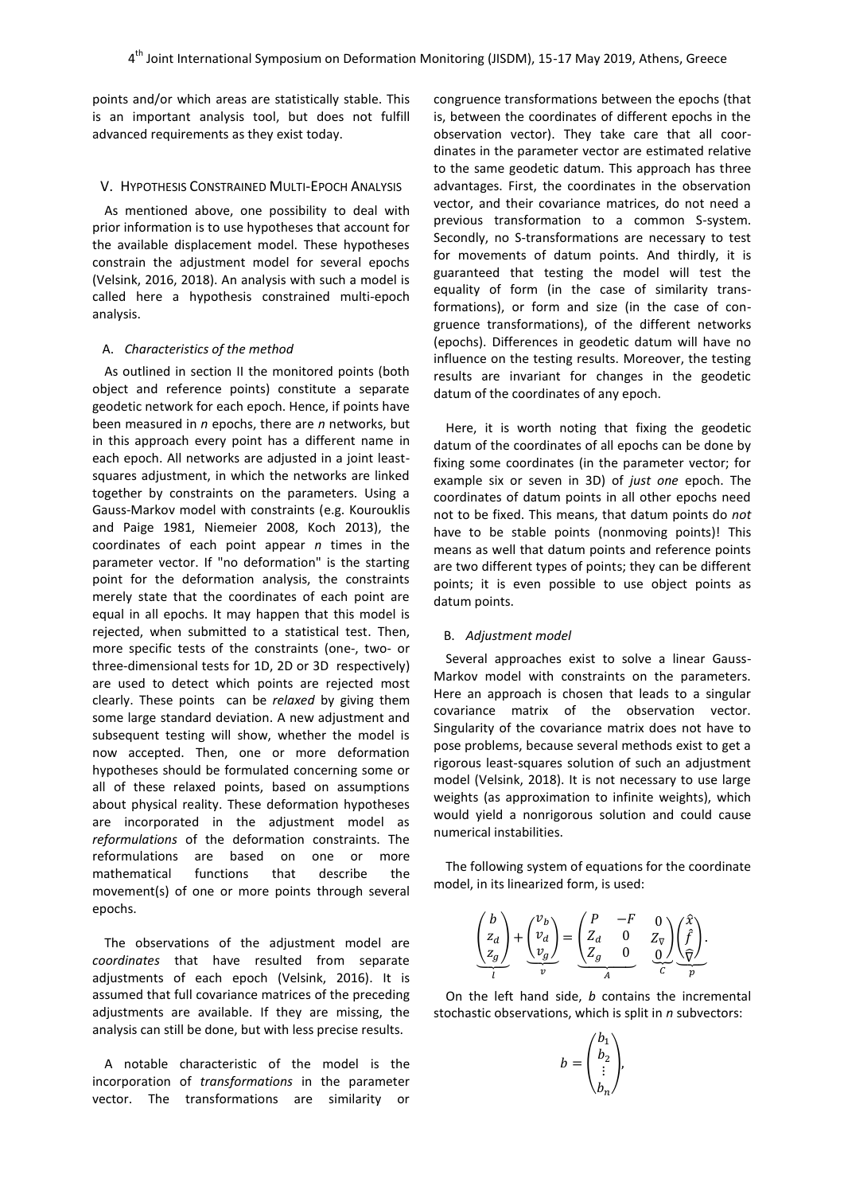points and/or which areas are statistically stable. This is an important analysis tool, but does not fulfill advanced requirements as they exist today.

## V. Hypothesis Constrained Multi-Epoch Analysis

As mentioned above, one possibility to deal with prior information is to use hypotheses that account for the available displacement model. These hypotheses constrain the adjustment model for several epochs (Velsink, 2016, 2018). An analysis with such a model is called here a hypothesis constrained multi-epoch analysis.

### A. *Characteristics of the method*

As outlined in section II the monitored points (both object and reference points) constitute a separate geodetic network for each epoch. Hence, if points have been measured in *n* epochs, there are *n* networks, but in this approach every point has a different name in each epoch. All networks are adjusted in a joint least-squares adjustment, in which the networks are linked together by constraints on the parameters. Using a Gauss-Markov model with constraints (e.g. Kourouklis and Paige 1981, Niemeier 2008, Koch 2013), the coordinates of each point appear *n* times in the parameter vector. If "no deformation" is the starting point for the deformation analysis, the constraints merely state that the coordinates of each point are equal in all epochs. It may happen that this model is rejected, when submitted to a statistical test. Then, more specific tests of the constraints (one-, two- or three-dimensional tests for 1D, 2D or 3D respectively) are used to detect which points are rejected most clearly. These points can be *relaxed* by giving them some large standard deviation. A new adjustment and subsequent testing will show, whether the model is now accepted. Then, one or more deformation hypotheses should be formulated concerning some or all of these relaxed points, based on assumptions about physical reality. These deformation hypotheses are incorporated in the adjustment model as *reformulations* of the deformation constraints. The reformulations are based on one or more mathematical functions that describe the movement(s) of one or more points through several epochs.

The observations of the adjustment model are *coordinates* that have resulted from separate adjustments of each epoch (Velsink, 2016). It is assumed that full covariance matrices of the preceding adjustments are available. If they are missing, the analysis can still be done, but with less precise results.

A notable characteristic of the model is the incorporation of *transformations* in the parameter vector. The transformations are similarity or congruence transformations between the epochs (that is, between the coordinates of different epochs in the observation vector). They take care that all coordinates in the parameter vector are estimated relative to the same geodetic datum. This approach has three advantages. First, the coordinates in the observation vector, and their covariance matrices, do not need a previous transformation to a common S-system. Secondly, no S-transformations are necessary to test for movements of datum points. And thirdly, it is guaranteed that testing the model will test the equality of form (in the case of similarity transformations), or form and size (in the case of congruence transformations), of the different networks (epochs). Differences in geodetic datum will have no influence on the testing results. Moreover, the testing results are invariant for changes in the geodetic datum of the coordinates of any epoch.

Here, it is worth noting that fixing the geodetic datum of the coordinates of all epochs can be done by fixing some coordinates (in the parameter vector; for example six or seven in 3D) of *just one* epoch. The coordinates of datum points in all other epochs need not to be fixed. This means, that datum points do *not* have to be stable points (nonmoving points)! This means as well that datum points and reference points are two different types of points; they can be different points; it is even possible to use object points as datum points.

### B. *Adjustment model*

Several approaches exist to solve a linear Gauss-Markov model with constraints on the parameters. Here an approach is chosen that leads to a singular covariance matrix of the observation vector. Singularity of the covariance matrix does not have to pose problems, because several methods exist to get a rigorous least-squares solution of such an adjustment model (Velsink, 2018). It is not necessary to use large weights (as approximation to infinite weights), which would yield a nonrigorous solution and could cause numerical instabilities.

The following system of equations for the coordinate model, in its linearized form, is used:

$$\underbrace{\begin{pmatrix} b \\ z_d \\ z_g \end{pmatrix}}_{l} + \underbrace{\begin{pmatrix} v_b \\ v_d \\ v_g \end{pmatrix}}_{v} = \underbrace{\begin{pmatrix} P & -F \\ Z_d & 0 \\ Z_g & 0 \end{pmatrix}}_{A} \underbrace{\begin{pmatrix} 0 \\ Z_\nabla \\ 0 \end{pmatrix}}_{C} \underbrace{\begin{pmatrix} \hat{x} \\ \hat{f} \\ \hat{\nabla} \end{pmatrix}}_{p}.$$

On the left hand side, $b$ contains the incremental stochastic observations, which is split in $n$ subvectors:

$$b = \begin{pmatrix} b_1 \\ b_2 \\ \vdots \\ b_n \end{pmatrix},$$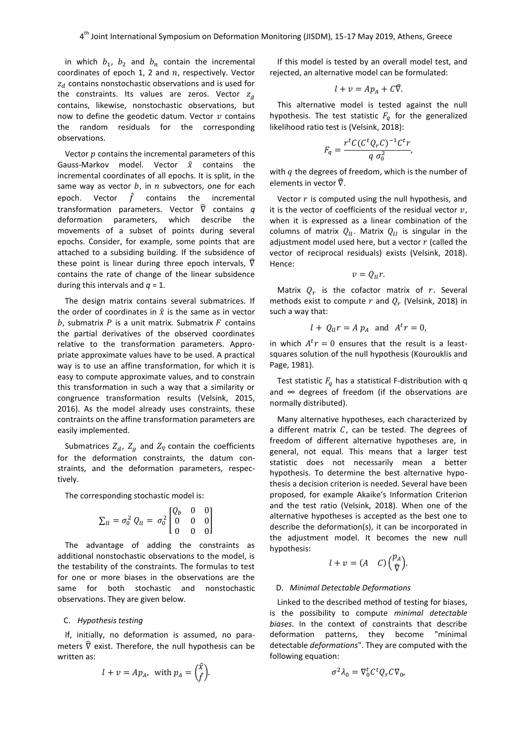in which $b_1$, $b_2$ and $b_n$ contain the incremental coordinates of epoch 1, 2 and $n$, respectively. Vector $z_d$ contains nonstochastic observations and is used for the constraints. Its values are zeros. Vector $z_g$ contains, likewise, nonstochastic observations, but now to define the geodetic datum. Vector $v$ contains the random residuals for the corresponding observations.

Vector $p$ contains the incremental parameters of this Gauss-Markov model. Vector $\hat{x}$ contains the incremental coordinates of all epochs. It is split, in the same way as vector $b$, in $n$ subvectors, one for each epoch. Vector $\hat{f}$ contains the incremental transformation parameters. Vector $\hat{\nabla}$ contains $q$ deformation parameters, which describe the movements of a subset of points during several epochs. Consider, for example, some points that are attached to a subsiding building. If the subsidence of these point is linear during three epoch intervals, $\hat{\nabla}$ contains the rate of change of the linear subsidence during this intervals and $q = 1$.

The design matrix contains several submatrices. If the order of coordinates in $\hat{x}$ is the same as in vector $b$, submatrix $P$ is a unit matrix. Submatrix $F$ contains the partial derivatives of the observed coordinates relative to the transformation parameters. Appropriate approximate values have to be used. A practical way is to use an affine transformation, for which it is easy to compute approximate values, and to constrain this transformation in such a way that a similarity or congruence transformation results (Velsink, 2015, 2016). As the model already uses constraints, these contraints on the affine transformation parameters are easily implemented.

Submatrices $Z_d$, $Z_g$ and $Z_\nabla$ contain the coefficients for the deformation constraints, the datum constraints, and the deformation parameters, respectively.

The corresponding stochastic model is:

$$\Sigma_{ll} = \sigma_0^2\, Q_{ll} = \sigma_0^2 \begin{bmatrix} Q_b & 0 & 0 \\ 0 & 0 & 0 \\ 0 & 0 & 0 \end{bmatrix}$$

The advantage of adding the constraints as additional nonstochastic observations to the model, is the testability of the constraints. The formulas to test for one or more biases in the observations are the same for both stochastic and nonstochastic observations. They are given below.

### C. *Hypothesis testing*

If, initially, no deformation is assumed, no parameters $\hat{\nabla}$ exist. Therefore, the null hypothesis can be written as:

$$l + v = Ap_A, \text{ with } p_A = \begin{pmatrix} \hat{x} \\ \hat{f} \end{pmatrix}.$$

If this model is tested by an overall model test, and rejected, an alternative model can be formulated:

$$l + v = Ap_A + C\hat{\nabla}.$$

This alternative model is tested against the null hypothesis. The test statistic $F_q$ for the generalized likelihood ratio test is (Velsink, 2018):

$$F_q = \frac{r^t C (C^t Q_r C)^{-1} C^t r}{q\ \sigma_0^2},$$

with $q$ the degrees of freedom, which is the number of elements in vector $\hat{\nabla}$.

Vector $r$ is computed using the null hypothesis, and it is the vector of coefficients of the residual vector $v$, when it is expressed as a linear combination of the columns of matrix $Q_{ll}$. Matrix $Q_{ll}$ is singular in the adjustment model used here, but a vector $r$ (called the vector of reciprocal residuals) exists (Velsink, 2018). Hence:

$$v = Q_{ll} r.$$

Matrix $Q_r$ is the cofactor matrix of $r$. Several methods exist to compute $r$ and $Q_r$ (Velsink, 2018) in such a way that:

$$l + Q_{ll} r = A\, p_A \quad \text{and} \quad A^t r = 0,$$

in which $A^t r = 0$ ensures that the result is a least-squares solution of the null hypothesis (Kourouklis and Page, 1981).

Test statistic $F_q$ has a statistical F-distribution with q and $\infty$ degrees of freedom (if the observations are normally distributed).

Many alternative hypotheses, each characterized by a different matrix $C$, can be tested. The degrees of freedom of different alternative hypotheses are, in general, not equal. This means that a larger test statistic does not necessarily mean a better hypothesis. To determine the best alternative hypothesis a decision criterion is needed. Several have been proposed, for example Akaike's Information Criterion and the test ratio (Velsink, 2018). When one of the alternative hypotheses is accepted as the best one to describe the deformation(s), it can be incorporated in the adjustment model. It becomes the new null hypothesis:

$$l + v = \begin{pmatrix} A & C \end{pmatrix} \begin{pmatrix} p_A \\ \hat{\nabla} \end{pmatrix}.$$

### D. *Minimal Detectable Deformations*

Linked to the described method of testing for biases, is the possibility to compute *minimal detectable biases*. In the context of constraints that describe deformation patterns, they become "minimal detectable *deformations*". They are computed with the following equation:

$$\sigma^2 \lambda_0 = \nabla_0^t C^t Q_r C \nabla_0,$$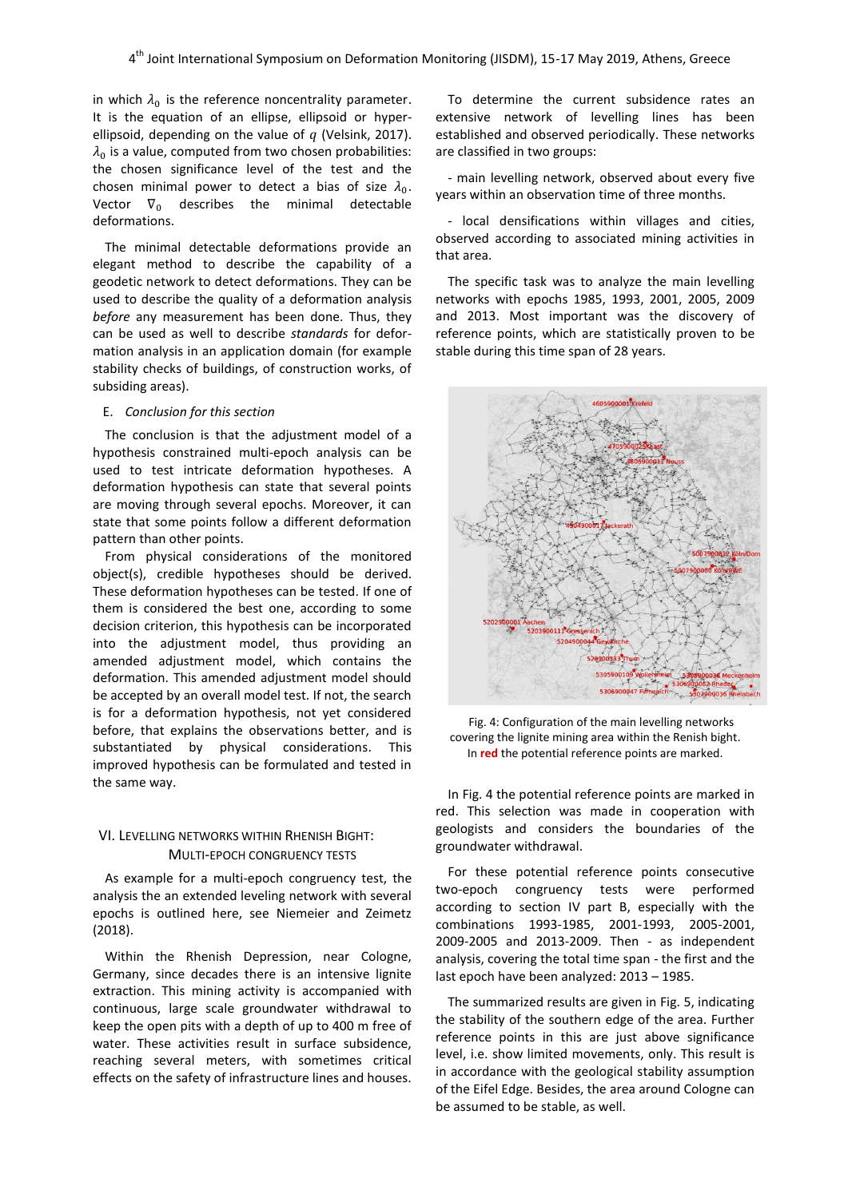in which $\lambda_0$ is the reference noncentrality parameter. It is the equation of an ellipse, ellipsoid or hyper-ellipsoid, depending on the value of $q$ (Velsink, 2017). $\lambda_0$ is a value, computed from two chosen probabilities: the chosen significance level of the test and the chosen minimal power to detect a bias of size $\lambda_0$. Vector $\nabla_0$ describes the minimal detectable deformations.

The minimal detectable deformations provide an elegant method to describe the capability of a geodetic network to detect deformations. They can be used to describe the quality of a deformation analysis *before* any measurement has been done. Thus, they can be used as well to describe *standards* for deformation analysis in an application domain (for example stability checks of buildings, of construction works, of subsiding areas).

### E. *Conclusion for this section*

The conclusion is that the adjustment model of a hypothesis constrained multi-epoch analysis can be used to test intricate deformation hypotheses. A deformation hypothesis can state that several points are moving through several epochs. Moreover, it can state that some points follow a different deformation pattern than other points.

From physical considerations of the monitored object(s), credible hypotheses should be derived. These deformation hypotheses can be tested. If one of them is considered the best one, according to some decision criterion, this hypothesis can be incorporated into the adjustment model, thus providing an amended adjustment model, which contains the deformation. This amended adjustment model should be accepted by an overall model test. If not, the search is for a deformation hypothesis, not yet considered before, that explains the observations better, and is substantiated by physical considerations. This improved hypothesis can be formulated and tested in the same way.

## VI. Levelling networks within Rhenish Bight: Multi-epoch congruency tests

As example for a multi-epoch congruency test, the analysis the an extended leveling network with several epochs is outlined here, see Niemeier and Zeimetz (2018).

Within the Rhenish Depression, near Cologne, Germany, since decades there is an intensive lignite extraction. This mining activity is accompanied with continuous, large scale groundwater withdrawal to keep the open pits with a depth of up to 400 m free of water. These activities result in surface subsidence, reaching several meters, with sometimes critical effects on the safety of infrastructure lines and houses.

To determine the current subsidence rates an extensive network of levelling lines has been established and observed periodically. These networks are classified in two groups:

- main levelling network, observed about every five years within an observation time of three months.

- local densifications within villages and cities, observed according to associated mining activities in that area.

The specific task was to analyze the main levelling networks with epochs 1985, 1993, 2001, 2005, 2009 and 2013. Most important was the discovery of reference points, which are statistically proven to be stable during this time span of 28 years.

Fig. 4: Configuration of the main levelling networks covering the lignite mining area within the Renish bight. In **red** the potential reference points are marked.

In Fig. 4 the potential reference points are marked in red. This selection was made in cooperation with geologists and considers the boundaries of the groundwater withdrawal.

For these potential reference points consecutive two-epoch congruency tests were performed according to section IV part B, especially with the combinations 1993-1985, 2001-1993, 2005-2001, 2009-2005 and 2013-2009. Then - as independent analysis, covering the total time span - the first and the last epoch have been analyzed: 2013 – 1985.

The summarized results are given in Fig. 5, indicating the stability of the southern edge of the area. Further reference points in this are just above significance level, i.e. show limited movements, only. This result is in accordance with the geological stability assumption of the Eifel Edge. Besides, the area around Cologne can be assumed to be stable, as well.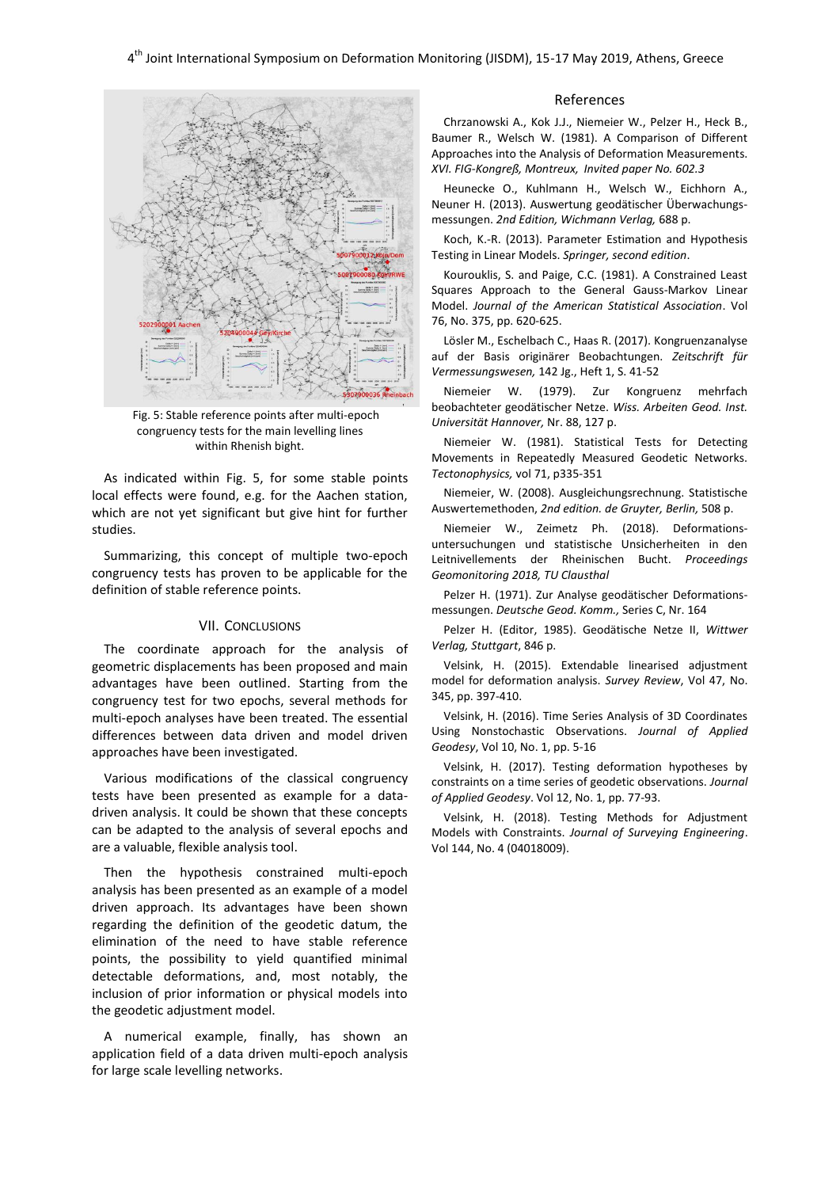5202900001 Aachen

5208900044 Geyi/Kirche

5007900032 Köln/Dom

5008900080 Köln/RWE

5307900036 Rheinbach

Fig. 5: Stable reference points after multi-epoch congruency tests for the main levelling lines within Rhenish bight.

As indicated within Fig. 5, for some stable points local effects were found, e.g. for the Aachen station, which are not yet significant but give hint for further studies.

Summarizing, this concept of multiple two-epoch congruency tests has proven to be applicable for the definition of stable reference points.

## VII. Conclusions

The coordinate approach for the analysis of geometric displacements has been proposed and main advantages have been outlined. Starting from the congruency test for two epochs, several methods for multi-epoch analyses have been treated. The essential differences between data driven and model driven approaches have been investigated.

Various modifications of the classical congruency tests have been presented as example for a data-driven analysis. It could be shown that these concepts can be adapted to the analysis of several epochs and are a valuable, flexible analysis tool.

Then the hypothesis constrained multi-epoch analysis has been presented as an example of a model driven approach. Its advantages have been shown regarding the definition of the geodetic datum, the elimination of the need to have stable reference points, the possibility to yield quantified minimal detectable deformations, and, most notably, the inclusion of prior information or physical models into the geodetic adjustment model.

A numerical example, finally, has shown an application field of a data driven multi-epoch analysis for large scale levelling networks.

## References

Chrzanowski A., Kok J.J., Niemeier W., Pelzer H., Heck B., Baumer R., Welsch W. (1981). A Comparison of Different Approaches into the Analysis of Deformation Measurements. *XVI. FIG-Kongreß, Montreux, Invited paper No. 602.3*

Heunecke O., Kuhlmann H., Welsch W., Eichhorn A., Neuner H. (2013). Auswertung geodätischer Überwachungsmessungen. *2nd Edition, Wichmann Verlag,* 688 p.

Koch, K.-R. (2013). Parameter Estimation and Hypothesis Testing in Linear Models. *Springer, second edition*.

Kourouklis, S. and Paige, C.C. (1981). A Constrained Least Squares Approach to the General Gauss-Markov Linear Model. *Journal of the American Statistical Association*. Vol 76, No. 375, pp. 620-625.

Lösler M., Eschelbach C., Haas R. (2017). Kongruenzanalyse auf der Basis originärer Beobachtungen. *Zeitschrift für Vermessungswesen,* 142 Jg., Heft 1, S. 41-52

Niemeier W. (1979). Zur Kongruenz mehrfach beobachteter geodätischer Netze. *Wiss. Arbeiten Geod. Inst. Universität Hannover,* Nr. 88, 127 p.

Niemeier W. (1981). Statistical Tests for Detecting Movements in Repeatedly Measured Geodetic Networks. *Tectonophysics,* vol 71, p335-351

Niemeier, W. (2008). Ausgleichungsrechnung. Statistische Auswertemethoden, *2nd edition. de Gruyter, Berlin,* 508 p.

Niemeier W., Zeimetz Ph. (2018). Deformationsuntersuchungen und statistische Unsicherheiten in den Leitnivellements der Rheinischen Bucht. *Proceedings Geomonitoring 2018, TU Clausthal*

Pelzer H. (1971). Zur Analyse geodätischer Deformationsmessungen. *Deutsche Geod. Komm.,* Series C, Nr. 164

Pelzer H. (Editor, 1985). Geodätische Netze II, *Wittwer Verlag, Stuttgart*, 846 p.

Velsink, H. (2015). Extendable linearised adjustment model for deformation analysis. *Survey Review*, Vol 47, No. 345, pp. 397-410.

Velsink, H. (2016). Time Series Analysis of 3D Coordinates Using Nonstochastic Observations. *Journal of Applied Geodesy*, Vol 10, No. 1, pp. 5-16

Velsink, H. (2017). Testing deformation hypotheses by constraints on a time series of geodetic observations. *Journal of Applied Geodesy*. Vol 12, No. 1, pp. 77-93.

Velsink, H. (2018). Testing Methods for Adjustment Models with Constraints. *Journal of Surveying Engineering*. Vol 144, No. 4 (04018009).